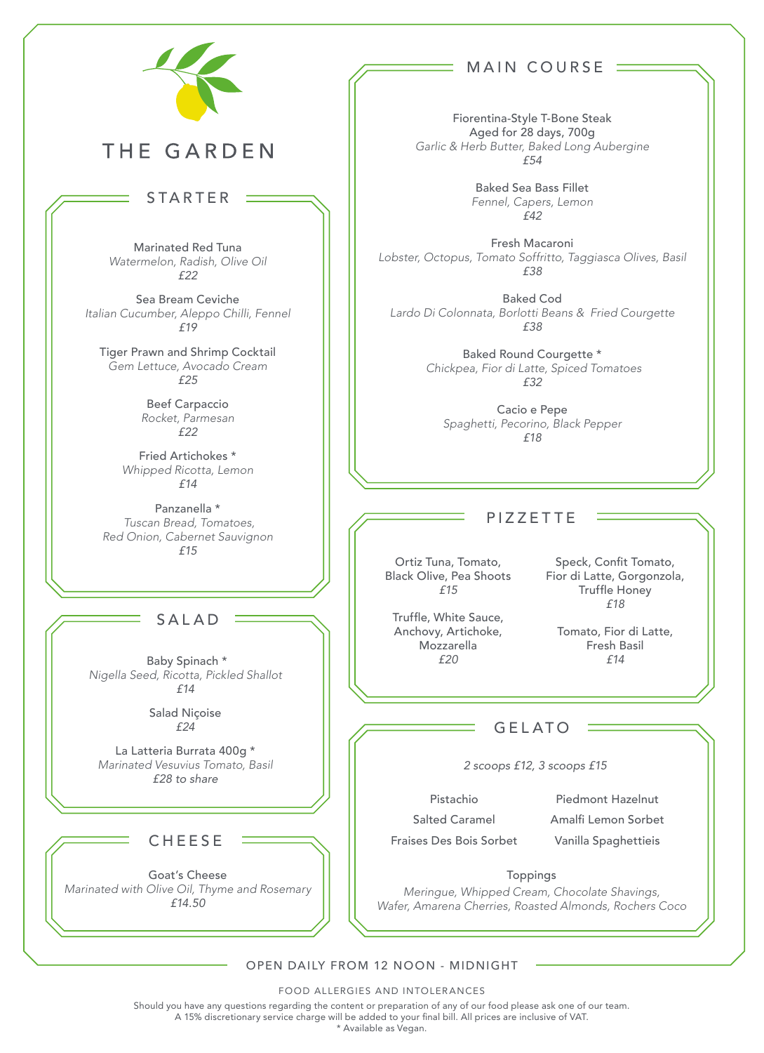# THE GARDEN

## STARTER

Marinated Red Tuna
*Watermelon, Radish, Olive Oil*
*£22*

Sea Bream Ceviche
*Italian Cucumber, Aleppo Chilli, Fennel*
*£19*

Tiger Prawn and Shrimp Cocktail
*Gem Lettuce, Avocado Cream*
*£25*

Beef Carpaccio
*Rocket, Parmesan*
*£22*

Fried Artichokes *
*Whipped Ricotta, Lemon*
*£14*

Panzanella *
*Tuscan Bread, Tomatoes,*
*Red Onion, Cabernet Sauvignon*
*£15*

## SALAD

Baby Spinach *
*Nigella Seed, Ricotta, Pickled Shallot*
*£14*

Salad Niçoise
*£24*

La Latteria Burrata 400g *
*Marinated Vesuvius Tomato, Basil*
*£28 to share*

## CHEESE

Goat's Cheese
*Marinated with Olive Oil, Thyme and Rosemary*
*£14.50*

## MAIN COURSE

Fiorentina-Style T-Bone Steak
Aged for 28 days, 700g
*Garlic & Herb Butter, Baked Long Aubergine*
*£54*

Baked Sea Bass Fillet
*Fennel, Capers, Lemon*
*£42*

Fresh Macaroni
*Lobster, Octopus, Tomato Soffritto, Taggiasca Olives, Basil*
*£38*

Baked Cod
*Lardo Di Colonnata, Borlotti Beans & Fried Courgette*
*£38*

Baked Round Courgette *
*Chickpea, Fior di Latte, Spiced Tomatoes*
*£32*

Cacio e Pepe
*Spaghetti, Pecorino, Black Pepper*
*£18*

## PIZZETTE

Ortiz Tuna, Tomato, Black Olive, Pea Shoots
*£15*

Truffle, White Sauce, Anchovy, Artichoke, Mozzarella
*£20*

Speck, Confit Tomato, Fior di Latte, Gorgonzola, Truffle Honey
*£18*

Tomato, Fior di Latte, Fresh Basil
*£14*

## GELATO

*2 scoops £12, 3 scoops £15*

Pistachio

Salted Caramel

Fraises Des Bois Sorbet

Piedmont Hazelnut

Amalfi Lemon Sorbet

Vanilla Spaghettieis

Toppings
*Meringue, Whipped Cream, Chocolate Shavings,*
*Wafer, Amarena Cherries, Roasted Almonds, Rochers Coco*

OPEN DAILY FROM 12 NOON - MIDNIGHT

FOOD ALLERGIES AND INTOLERANCES

Should you have any questions regarding the content or preparation of any of our food please ask one of our team.
A 15% discretionary service charge will be added to your final bill. All prices are inclusive of VAT.
* Available as Vegan.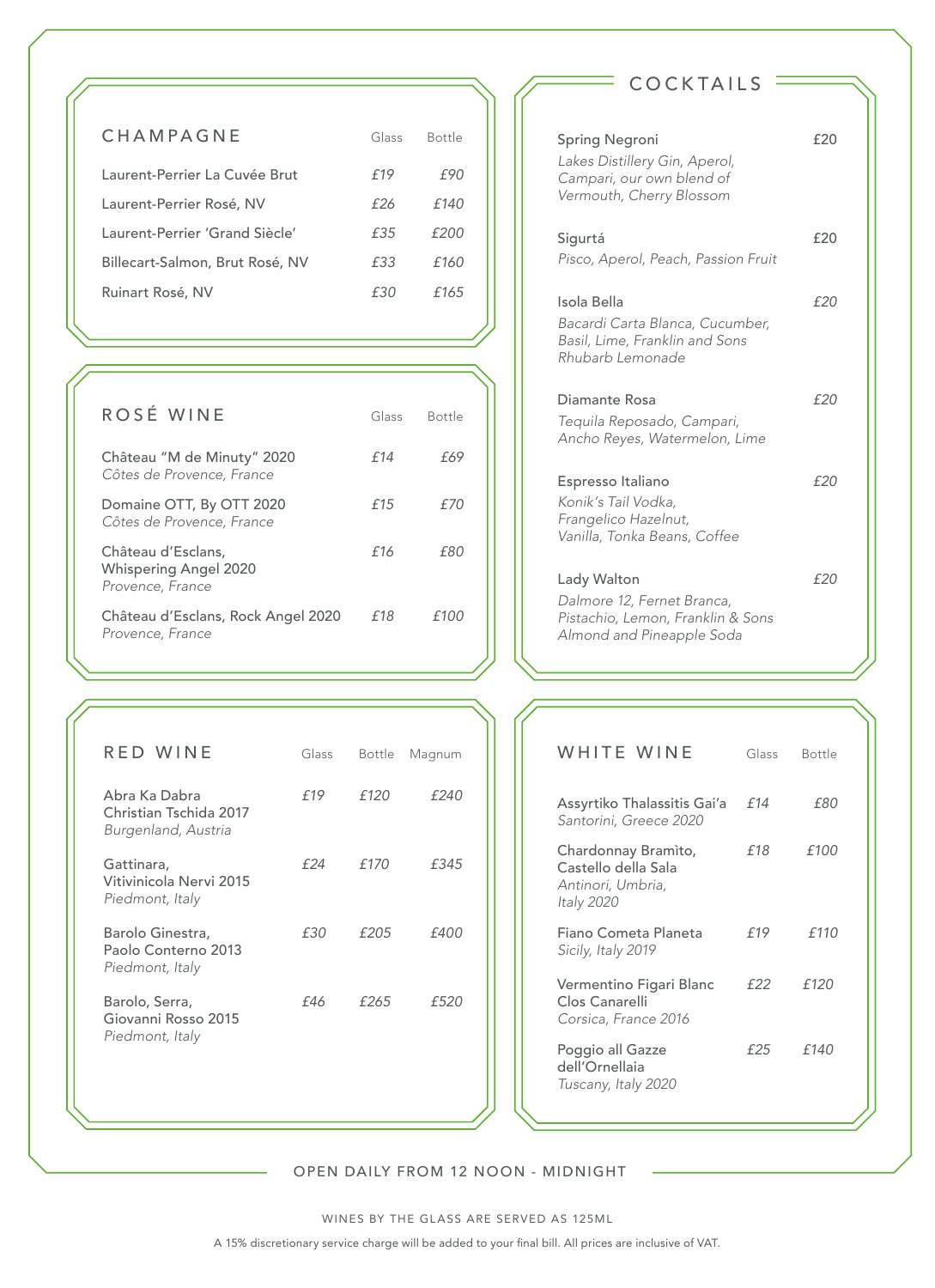## CHAMPAGNE

| | Glass | Bottle |
|---|---|---|
| Laurent-Perrier La Cuvée Brut | £19 | £90 |
| Laurent-Perrier Rosé, NV | £26 | £140 |
| Laurent-Perrier 'Grand Siècle' | £35 | £200 |
| Billecart-Salmon, Brut Rosé, NV | £33 | £160 |
| Ruinart Rosé, NV | £30 | £165 |

## ROSÉ WINE

| | Glass | Bottle |
|---|---|---|
| Château "M de Minuty" 2020 *Côtes de Provence, France* | £14 | £69 |
| Domaine OTT, By OTT 2020 *Côtes de Provence, France* | £15 | £70 |
| Château d'Esclans, Whispering Angel 2020 *Provence, France* | £16 | £80 |
| Château d'Esclans, Rock Angel 2020 *Provence, France* | £18 | £100 |

## RED WINE

| | Glass | Bottle | Magnum |
|---|---|---|---|
| Abra Ka Dabra Christian Tschida 2017 *Burgenland, Austria* | £19 | £120 | £240 |
| Gattinara, Vitivinicola Nervi 2015 *Piedmont, Italy* | £24 | £170 | £345 |
| Barolo Ginestra, Paolo Conterno 2013 *Piedmont, Italy* | £30 | £205 | £400 |
| Barolo, Serra, Giovanni Rosso 2015 *Piedmont, Italy* | £46 | £265 | £520 |

## COCKTAILS

**Spring Negroni** — £20
*Lakes Distillery Gin, Aperol, Campari, our own blend of Vermouth, Cherry Blossom*

**Sigurtá** — £20
*Pisco, Aperol, Peach, Passion Fruit*

**Isola Bella** — £20
*Bacardi Carta Blanca, Cucumber, Basil, Lime, Franklin and Sons Rhubarb Lemonade*

**Diamante Rosa** — £20
*Tequila Reposado, Campari, Ancho Reyes, Watermelon, Lime*

**Espresso Italiano** — £20
*Konik's Tail Vodka, Frangelico Hazelnut, Vanilla, Tonka Beans, Coffee*

**Lady Walton** — £20
*Dalmore 12, Fernet Branca, Pistachio, Lemon, Franklin & Sons Almond and Pineapple Soda*

## WHITE WINE

| | Glass | Bottle |
|---|---|---|
| Assyrtiko Thalassitis Gai'a *Santorini, Greece 2020* | £14 | £80 |
| Chardonnay Bramìto, Castello della Sala *Antinori, Umbria, Italy 2020* | £18 | £100 |
| Fiano Cometa Planeta *Sicily, Italy 2019* | £19 | £110 |
| Vermentino Figari Blanc Clos Canarelli *Corsica, France 2016* | £22 | £120 |
| Poggio all Gazze dell'Ornellaia *Tuscany, Italy 2020* | £25 | £140 |

OPEN DAILY FROM 12 NOON - MIDNIGHT

WINES BY THE GLASS ARE SERVED AS 125ML

A 15% discretionary service charge will be added to your final bill. All prices are inclusive of VAT.